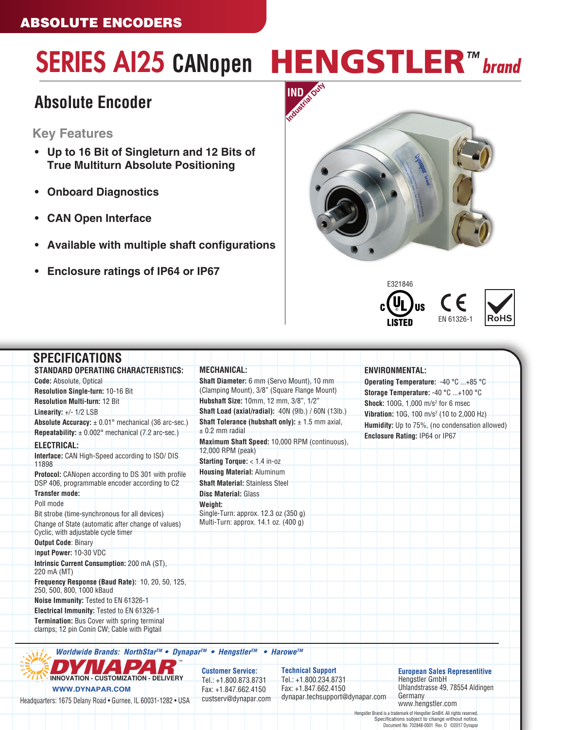ABSOLUTE ENCODERS

# SERIES AI25 CANopen HENGSTLER™ brand

## Absolute Encoder

### Key Features

- Up to 16 Bit of Singleturn and 12 Bits of True Multiturn Absolute Positioning
- Onboard Diagnostics
- CAN Open Interface
- Available with multiple shaft configurations
- Enclosure ratings of IP64 or IP67

IND Industrial Duty

E321846

c UL us LISTED   CE EN 61326-1   RoHS

## SPECIFICATIONS

### STANDARD OPERATING CHARACTERISTICS:

**Code:** Absolute, Optical
**Resolution Single-turn:** 10-16 Bit
**Resolution Multi-turn:** 12 Bit
**Linearity:** +/- 1/2 LSB
**Absolute Accuracy:** ± 0.01° mechanical (36 arc-sec.)
**Repeatability:** ± 0.002° mechanical (7.2 arc-sec.)

### ELECTRICAL:

**Interface:** CAN High-Speed according to ISO/ DIS 11898
**Protocol:** CANopen according to DS 301 with profile DSP 406, programmable encoder according to C2
**Transfer mode:**
Poll mode
Bit strobe (time-synchronous for all devices)
Change of State (automatic after change of values)
Cyclic, with adjustable cycle timer
**Output Code**: Binary
**Input Power:** 10-30 VDC
**Intrinsic Current Consumption:** 200 mA (ST), 220 mA (MT)
**Frequency Response (Baud Rate):** 10, 20, 50, 125, 250, 500, 800, 1000 kBaud
**Noise Immunity:** Tested to EN 61326-1
**Electrical Immunity:** Tested to EN 61326-1
**Termination:** Bus Cover with spring terminal clamps; 12 pin Conin CW; Cable with Pigtail

### MECHANICAL:

**Shaft Diameter:** 6 mm (Servo Mount), 10 mm (Clamping Mount), 3/8" (Square Flange Mount)
**Hubshaft Size:** 10mm, 12 mm, 3/8", 1/2"
**Shaft Load (axial/radial):** 40N (9lb.) / 60N (13lb.)
**Shaft Tolerance (hubshaft only):** ± 1.5 mm axial, ± 0.2 mm radial
**Maximum Shaft Speed:** 10,000 RPM (continuous), 12,000 RPM (peak)
**Starting Torque:** < 1.4 in-oz
**Housing Material:** Aluminum
**Shaft Material:** Stainless Steel
**Disc Material:** Glass
**Weight:**
Single-Turn: approx. 12.3 oz (350 g)
Multi-Turn: approx. 14.1 oz. (400 g)

### ENVIRONMENTAL:

**Operating Temperature:** -40 °C ...+85 °C
**Storage Temperature:** -40 °C ...+100 °C
**Shock:** 100G, 1,000 m/s² for 6 msec
**Vibration:** 10G, 100 m/s² (10 to 2,000 Hz)
**Humidity:** Up to 75%, (no condensation allowed)
**Enclosure Rating:** IP64 or IP67

---

*Worldwide Brands: NorthStar™ • Dynapar™ • Hengstler™ • Harowe™*

DYNAPAR™ INNOVATION - CUSTOMIZATION - DELIVERY
WWW.DYNAPAR.COM
Headquarters: 1675 Delany Road • Gurnee, IL 60031-1282 • USA

**Customer Service:**
Tel.: +1.800.873.8731
Fax: +1.847.662.4150
custserv@dynapar.com

**Technical Support**
Tel.: +1.800.234.8731
Fax: +1.847.662.4150
dynapar.techsupport@dynapar.com

**European Sales Representitive**
Hengstler GmbH
Uhlandstrasse 49, 78554 Aldingen
Germany
www.hengstler.com

Hengstler Brand is a trademark of Hengstler GmbH. All rights reserved.
Specifications subject to change without notice.
Document No. 702848-0001 Rev. D ©2017 Dynapar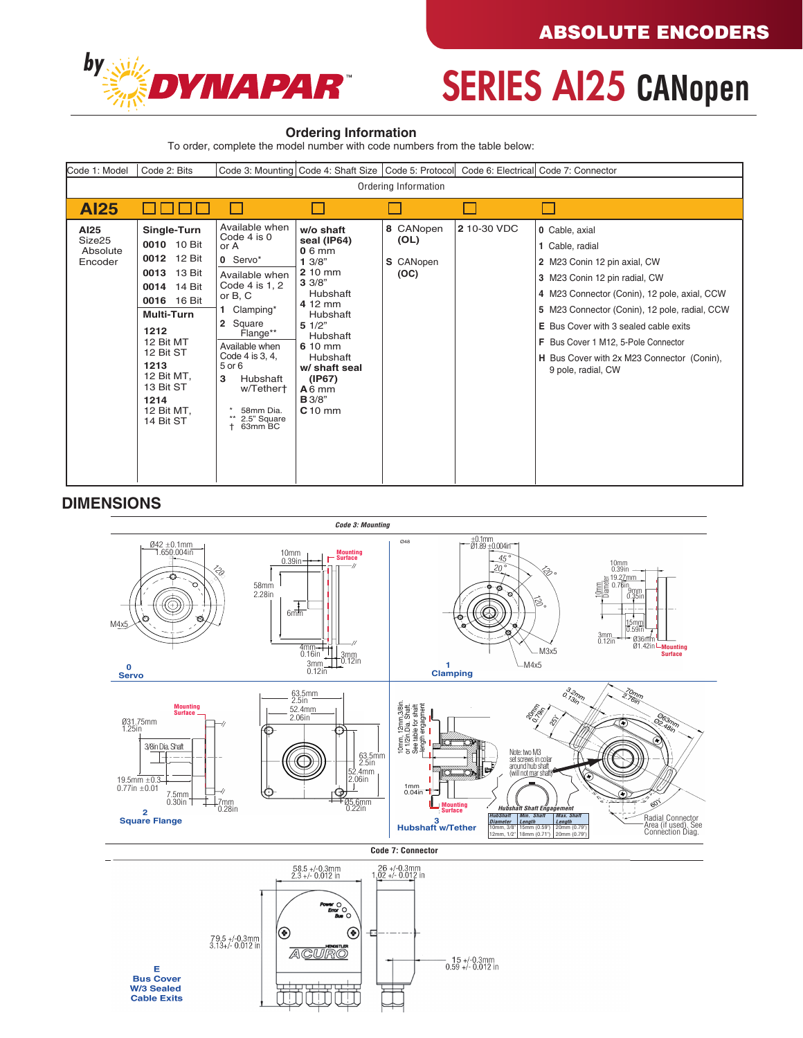# SERIES AI25 CANopen

## Ordering Information

To order, complete the model number with code numbers from the table below:

| Code 1: Model | Code 2: Bits | Code 3: Mounting | Code 4: Shaft Size | Code 5: Protocol | Code 6: Electrical | Code 7: Connector |
|---|---|---|---|---|---|---|
| **AI25** | ☐☐☐☐ | ☐ | ☐ | ☐ | ☐ | ☐ |
| **AI25** Size25 Absolute Encoder | **Single-Turn**<br>**0010** 10 Bit<br>**0012** 12 Bit<br>**0013** 13 Bit<br>**0014** 14 Bit<br>**0016** 16 Bit<br>**Multi-Turn**<br>**1212** 12 Bit MT 12 Bit ST<br>**1213** 12 Bit MT, 13 Bit ST<br>**1214** 12 Bit MT, 14 Bit ST | Available when Code 4 is 0 or A<br>**0** Servo*<br>Available when Code 4 is 1, 2 or B, C<br>**1** Clamping*<br>**2** Square Flange**<br>Available when Code 4 is 3, 4, 5 or 6<br>**3** Hubshaft w/Tether†<br>* 58mm Dia.<br>** 2.5" Square<br>† 63mm BC | **w/o shaft seal (IP64)**<br>**0** 6 mm<br>**1** 3/8"<br>**2** 10 mm<br>**3** 3/8" Hubshaft<br>**4** 12 mm Hubshaft<br>**5** 1/2" Hubshaft<br>**6** 10 mm Hubshaft<br>**w/ shaft seal (IP67)**<br>**A** 6 mm<br>**B** 3/8"<br>**C** 10 mm | **8** CANopen **(OL)**<br>**S** CANopen **(OC)** | **2** 10-30 VDC | **0** Cable, axial<br>**1** Cable, radial<br>**2** M23 Conin 12 pin axial, CW<br>**3** M23 Conin 12 pin radial, CW<br>**4** M23 Connector (Conin), 12 pole, axial, CCW<br>**5** M23 Connector (Conin), 12 pole, radial, CCW<br>**E** Bus Cover with 3 sealed cable exits<br>**F** Bus Cover 1 M12, 5-Pole Connector<br>**H** Bus Cover with 2x M23 Connector (Conin), 9 pole, radial, CW |

## DIMENSIONS

**Code 3: Mounting**

Ø42 ±0.1mm
1.650.004in
120
M4x5
10mm
0.39in
Mounting Surface
58mm
2.28in
6mm
4mm
0.16in
3mm
0.12in
3mm
0.12in

**0**
**Servo**

Ø48
±0.1mm
Ø1.89 ±0.004in
45°
20°
120°
120°
M3x5
M4x5
10mm
0.39in
19.27mm
0.76in
10mm Diameter
9mm
0.35in
15mm
0.59in
3mm
0.12in
Ø36mm
Ø1.42in
Mounting Surface

**1**
**Clamping**

Mounting Surface
Ø31.75mm
1.25in
3/8in Dia. Shaft
19.5mm ±0.3
0.77in ±0.01
7.5mm
0.30in
7mm
0.28in
63.5mm
2.5in
52.4mm
2.06in
63.5mm
2.5in
52.4mm
2.06in
Ø5.6mm
0.22in

**2**
**Square Flange**

10mm, 12mm,3/8in. or 1/2in Dia. Shaft. See table for shaft length engagement
1mm
0.04in
Mounting Surface
Note: two M3 set screws in collar around hub shaft (will not mar shaft)
20mm
0.79in
25°
3.2mm
0.13in
70mm
2.76in
Ø63mm
Ø2.48in
60°
Radial Connector Area (if used). See Connection Diag.

Hubshaft Shaft Engagement

| HubShaft Diameter | Min. Shaft Length | Max. Shaft Length |
|---|---|---|
| 10mm, 3/8" | 15mm (0.59") | 20mm (0.79") |
| 12mm, 1/2" | 18mm (0.71") | 20mm (0.79") |

**3**
**Hubshaft w/Tether**

**Code 7: Connector**

58.5 +/-0.3mm
2.3 +/- 0.012 in
26 +/-0.3mm
1.02 +/- 0.012 in
79.5 +/-0.3mm
3.13+/- 0.012 in
15 +/-0.3mm
0.59 +/- 0.012 in
Power
Error
Bus
HENGSTLER
ACURO

**E**
**Bus Cover W/3 Sealed Cable Exits**